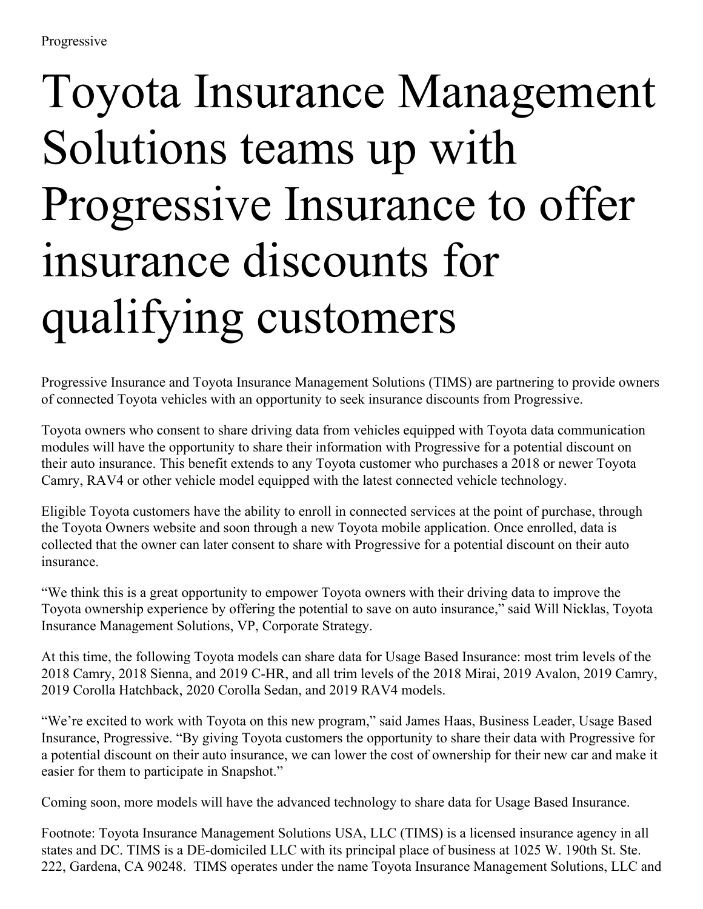Progressive

# Toyota Insurance Management Solutions teams up with Progressive Insurance to offer insurance discounts for qualifying customers

Progressive Insurance and Toyota Insurance Management Solutions (TIMS) are partnering to provide owners of connected Toyota vehicles with an opportunity to seek insurance discounts from Progressive.

Toyota owners who consent to share driving data from vehicles equipped with Toyota data communication modules will have the opportunity to share their information with Progressive for a potential discount on their auto insurance. This benefit extends to any Toyota customer who purchases a 2018 or newer Toyota Camry, RAV4 or other vehicle model equipped with the latest connected vehicle technology.

Eligible Toyota customers have the ability to enroll in connected services at the point of purchase, through the Toyota Owners website and soon through a new Toyota mobile application. Once enrolled, data is collected that the owner can later consent to share with Progressive for a potential discount on their auto insurance.

"We think this is a great opportunity to empower Toyota owners with their driving data to improve the Toyota ownership experience by offering the potential to save on auto insurance," said Will Nicklas, Toyota Insurance Management Solutions, VP, Corporate Strategy.

At this time, the following Toyota models can share data for Usage Based Insurance: most trim levels of the 2018 Camry, 2018 Sienna, and 2019 C-HR, and all trim levels of the 2018 Mirai, 2019 Avalon, 2019 Camry, 2019 Corolla Hatchback, 2020 Corolla Sedan, and 2019 RAV4 models.

"We're excited to work with Toyota on this new program," said James Haas, Business Leader, Usage Based Insurance, Progressive. "By giving Toyota customers the opportunity to share their data with Progressive for a potential discount on their auto insurance, we can lower the cost of ownership for their new car and make it easier for them to participate in Snapshot."

Coming soon, more models will have the advanced technology to share data for Usage Based Insurance.

Footnote: Toyota Insurance Management Solutions USA, LLC (TIMS) is a licensed insurance agency in all states and DC. TIMS is a DE-domiciled LLC with its principal place of business at 1025 W. 190th St. Ste. 222, Gardena, CA 90248. TIMS operates under the name Toyota Insurance Management Solutions, LLC and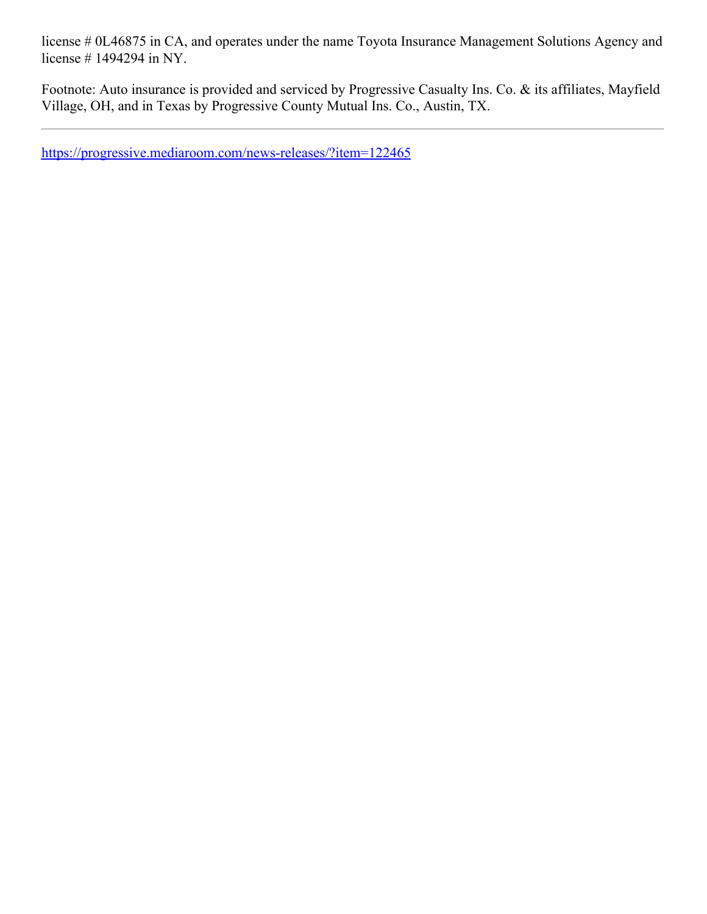license # 0L46875 in CA, and operates under the name Toyota Insurance Management Solutions Agency and license # 1494294 in NY.

Footnote: Auto insurance is provided and serviced by Progressive Casualty Ins. Co. & its affiliates, Mayfield Village, OH, and in Texas by Progressive County Mutual Ins. Co., Austin, TX.

---

https://progressive.mediaroom.com/news-releases/?item=122465